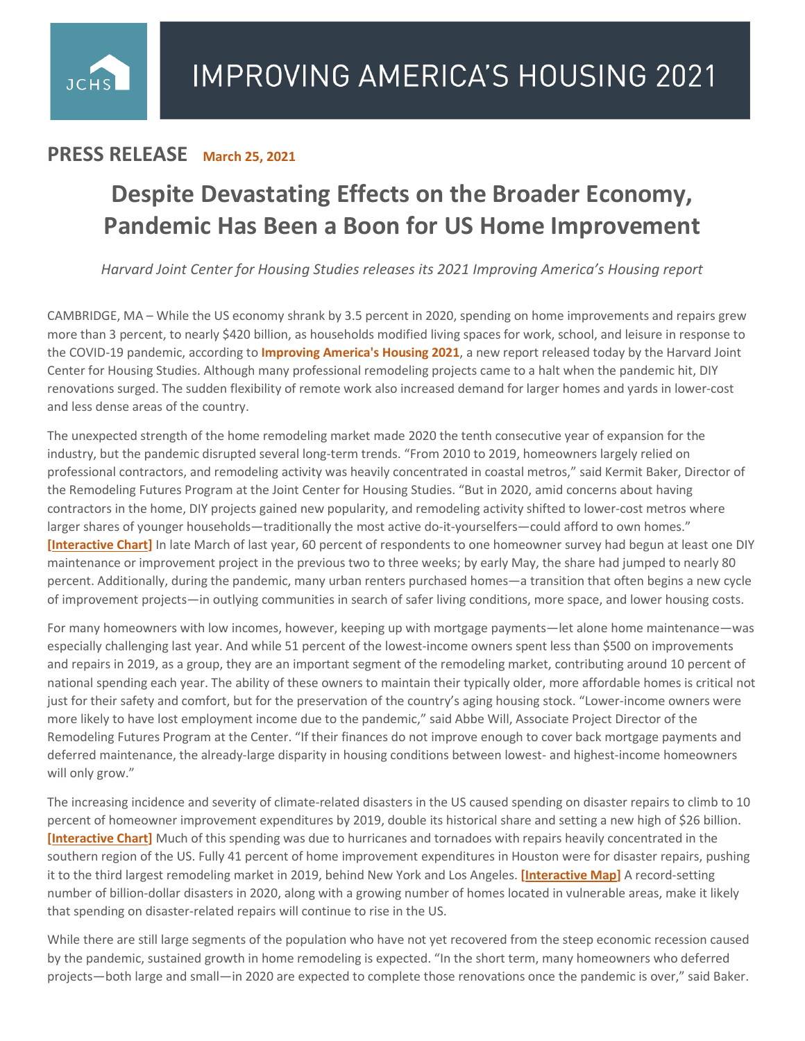# IMPROVING AMERICA'S HOUSING 2021

**PRESS RELEASE** **March 25, 2021**

## Despite Devastating Effects on the Broader Economy, Pandemic Has Been a Boon for US Home Improvement

*Harvard Joint Center for Housing Studies releases its 2021 Improving America's Housing report*

CAMBRIDGE, MA – While the US economy shrank by 3.5 percent in 2020, spending on home improvements and repairs grew more than 3 percent, to nearly $420 billion, as households modified living spaces for work, school, and leisure in response to the COVID-19 pandemic, according to **Improving America's Housing 2021**, a new report released today by the Harvard Joint Center for Housing Studies. Although many professional remodeling projects came to a halt when the pandemic hit, DIY renovations surged. The sudden flexibility of remote work also increased demand for larger homes and yards in lower-cost and less dense areas of the country.

The unexpected strength of the home remodeling market made 2020 the tenth consecutive year of expansion for the industry, but the pandemic disrupted several long-term trends. "From 2010 to 2019, homeowners largely relied on professional contractors, and remodeling activity was heavily concentrated in coastal metros," said Kermit Baker, Director of the Remodeling Futures Program at the Joint Center for Housing Studies. "But in 2020, amid concerns about having contractors in the home, DIY projects gained new popularity, and remodeling activity shifted to lower-cost metros where larger shares of younger households—traditionally the most active do-it-yourselfers—could afford to own homes." **[Interactive Chart]** In late March of last year, 60 percent of respondents to one homeowner survey had begun at least one DIY maintenance or improvement project in the previous two to three weeks; by early May, the share had jumped to nearly 80 percent. Additionally, during the pandemic, many urban renters purchased homes—a transition that often begins a new cycle of improvement projects—in outlying communities in search of safer living conditions, more space, and lower housing costs.

For many homeowners with low incomes, however, keeping up with mortgage payments—let alone home maintenance—was especially challenging last year. And while 51 percent of the lowest-income owners spent less than $500 on improvements and repairs in 2019, as a group, they are an important segment of the remodeling market, contributing around 10 percent of national spending each year. The ability of these owners to maintain their typically older, more affordable homes is critical not just for their safety and comfort, but for the preservation of the country's aging housing stock. "Lower-income owners were more likely to have lost employment income due to the pandemic," said Abbe Will, Associate Project Director of the Remodeling Futures Program at the Center. "If their finances do not improve enough to cover back mortgage payments and deferred maintenance, the already-large disparity in housing conditions between lowest- and highest-income homeowners will only grow."

The increasing incidence and severity of climate-related disasters in the US caused spending on disaster repairs to climb to 10 percent of homeowner improvement expenditures by 2019, double its historical share and setting a new high of $26 billion. **[Interactive Chart]** Much of this spending was due to hurricanes and tornadoes with repairs heavily concentrated in the southern region of the US. Fully 41 percent of home improvement expenditures in Houston were for disaster repairs, pushing it to the third largest remodeling market in 2019, behind New York and Los Angeles. **[Interactive Map]** A record-setting number of billion-dollar disasters in 2020, along with a growing number of homes located in vulnerable areas, make it likely that spending on disaster-related repairs will continue to rise in the US.

While there are still large segments of the population who have not yet recovered from the steep economic recession caused by the pandemic, sustained growth in home remodeling is expected. "In the short term, many homeowners who deferred projects—both large and small—in 2020 are expected to complete those renovations once the pandemic is over," said Baker.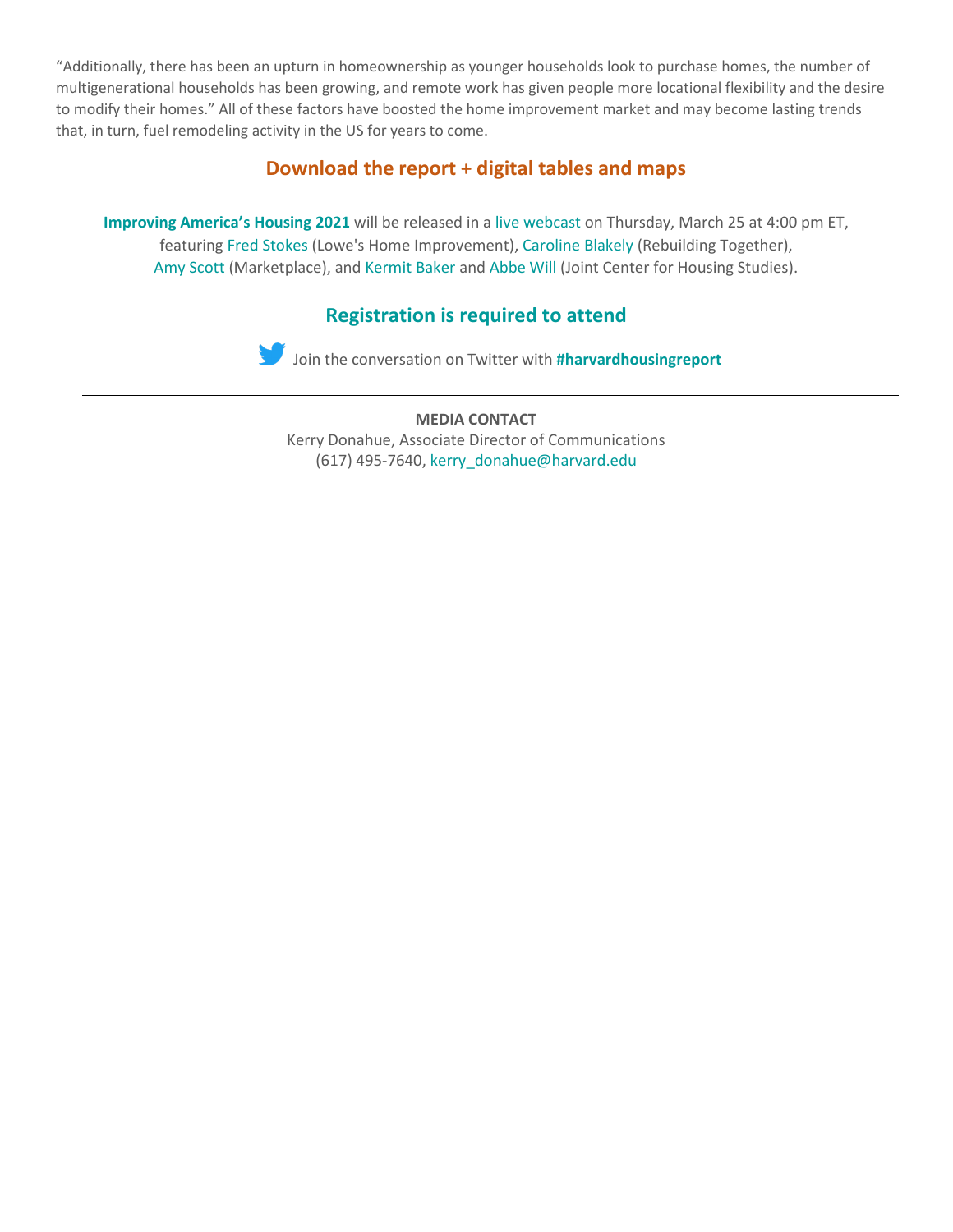"Additionally, there has been an upturn in homeownership as younger households look to purchase homes, the number of multigenerational households has been growing, and remote work has given people more locational flexibility and the desire to modify their homes." All of these factors have boosted the home improvement market and may become lasting trends that, in turn, fuel remodeling activity in the US for years to come.

## Download the report + digital tables and maps

**Improving America's Housing 2021** will be released in a live webcast on Thursday, March 25 at 4:00 pm ET, featuring Fred Stokes (Lowe's Home Improvement), Caroline Blakely (Rebuilding Together), Amy Scott (Marketplace), and Kermit Baker and Abbe Will (Joint Center for Housing Studies).

## Registration is required to attend

Join the conversation on Twitter with **#harvardhousingreport**

---

**MEDIA CONTACT**
Kerry Donahue, Associate Director of Communications
(617) 495-7640, kerry_donahue@harvard.edu